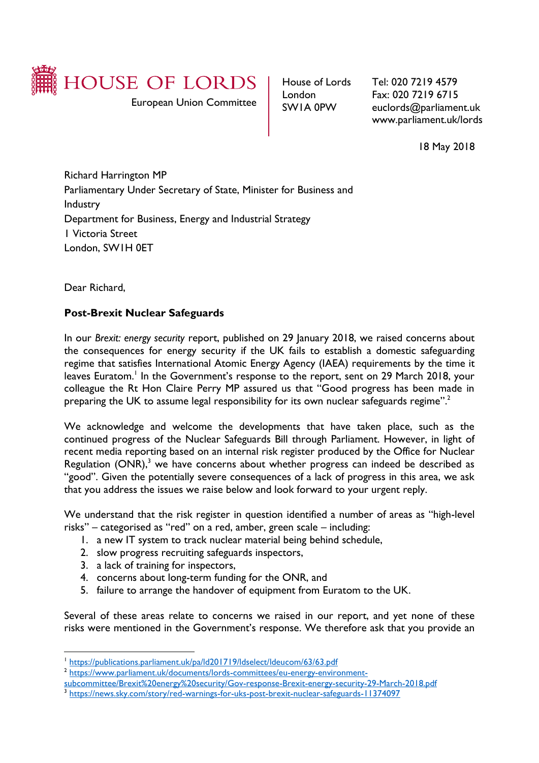HOUSE OF LORDS

European Union Committee

House of Lords
London
SW1A 0PW

Tel: 020 7219 4579
Fax: 020 7219 6715
euclords@parliament.uk
www.parliament.uk/lords

18 May 2018

Richard Harrington MP
Parliamentary Under Secretary of State, Minister for Business and Industry
Department for Business, Energy and Industrial Strategy
1 Victoria Street
London, SW1H 0ET

Dear Richard,

**Post-Brexit Nuclear Safeguards**

In our *Brexit: energy security* report, published on 29 January 2018, we raised concerns about the consequences for energy security if the UK fails to establish a domestic safeguarding regime that satisfies International Atomic Energy Agency (IAEA) requirements by the time it leaves Euratom.[1] In the Government's response to the report, sent on 29 March 2018, your colleague the Rt Hon Claire Perry MP assured us that "Good progress has been made in preparing the UK to assume legal responsibility for its own nuclear safeguards regime".[2]

We acknowledge and welcome the developments that have taken place, such as the continued progress of the Nuclear Safeguards Bill through Parliament. However, in light of recent media reporting based on an internal risk register produced by the Office for Nuclear Regulation (ONR),[3] we have concerns about whether progress can indeed be described as "good". Given the potentially severe consequences of a lack of progress in this area, we ask that you address the issues we raise below and look forward to your urgent reply.

We understand that the risk register in question identified a number of areas as "high-level risks" – categorised as "red" on a red, amber, green scale – including:

1. a new IT system to track nuclear material being behind schedule,
2. slow progress recruiting safeguards inspectors,
3. a lack of training for inspectors,
4. concerns about long-term funding for the ONR, and
5. failure to arrange the handover of equipment from Euratom to the UK.

Several of these areas relate to concerns we raised in our report, and yet none of these risks were mentioned in the Government's response. We therefore ask that you provide an

---

[1] https://publications.parliament.uk/pa/ld201719/ldselect/ldeucom/63/63.pdf
[2] https://www.parliament.uk/documents/lords-committees/eu-energy-environment-subcommittee/Brexit%20energy%20security/Gov-response-Brexit-energy-security-29-March-2018.pdf
[3] https://news.sky.com/story/red-warnings-for-uks-post-brexit-nuclear-safeguards-11374097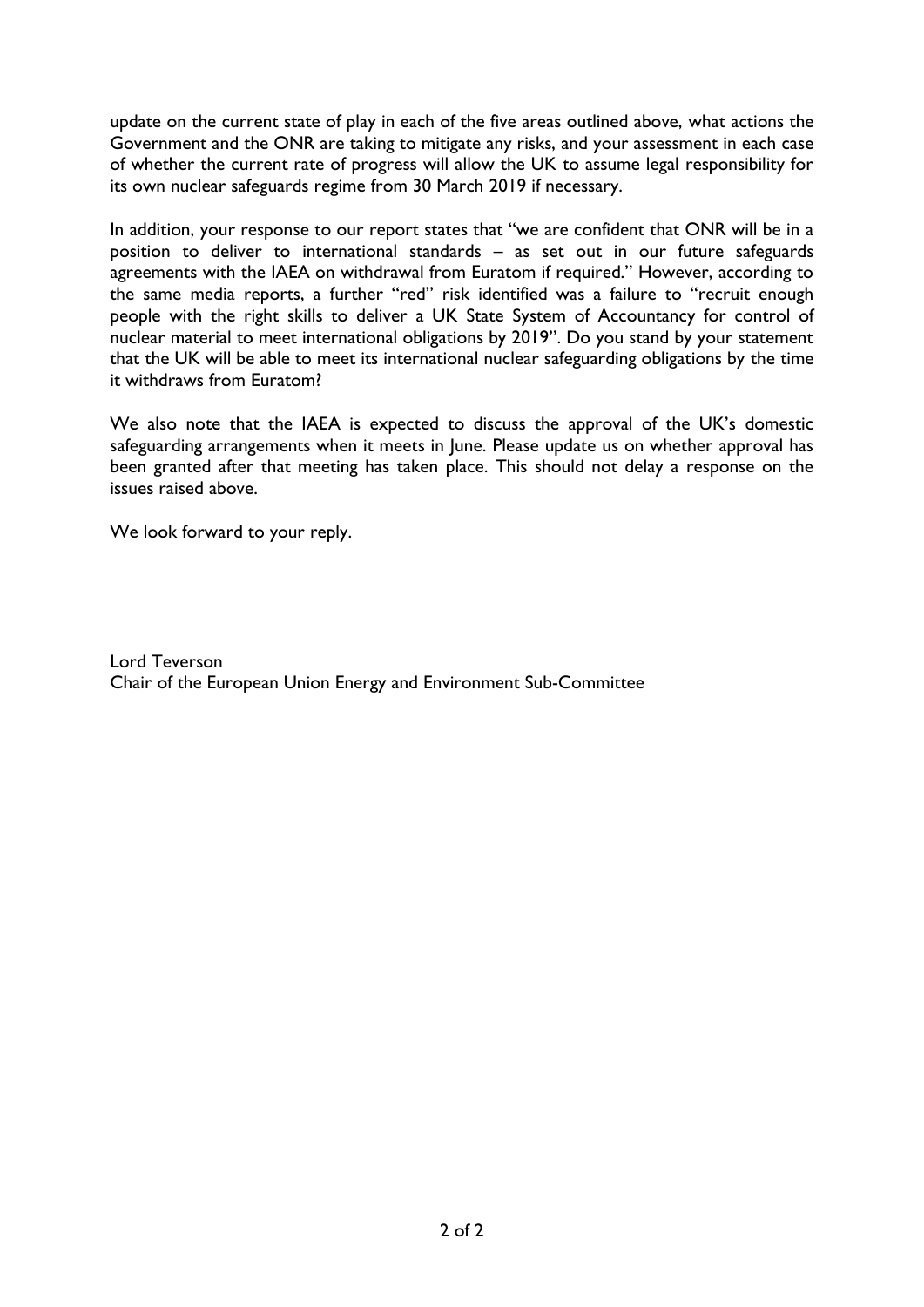update on the current state of play in each of the five areas outlined above, what actions the Government and the ONR are taking to mitigate any risks, and your assessment in each case of whether the current rate of progress will allow the UK to assume legal responsibility for its own nuclear safeguards regime from 30 March 2019 if necessary.

In addition, your response to our report states that "we are confident that ONR will be in a position to deliver to international standards – as set out in our future safeguards agreements with the IAEA on withdrawal from Euratom if required." However, according to the same media reports, a further "red" risk identified was a failure to "recruit enough people with the right skills to deliver a UK State System of Accountancy for control of nuclear material to meet international obligations by 2019". Do you stand by your statement that the UK will be able to meet its international nuclear safeguarding obligations by the time it withdraws from Euratom?

We also note that the IAEA is expected to discuss the approval of the UK's domestic safeguarding arrangements when it meets in June. Please update us on whether approval has been granted after that meeting has taken place. This should not delay a response on the issues raised above.

We look forward to your reply.

Lord Teverson
Chair of the European Union Energy and Environment Sub-Committee